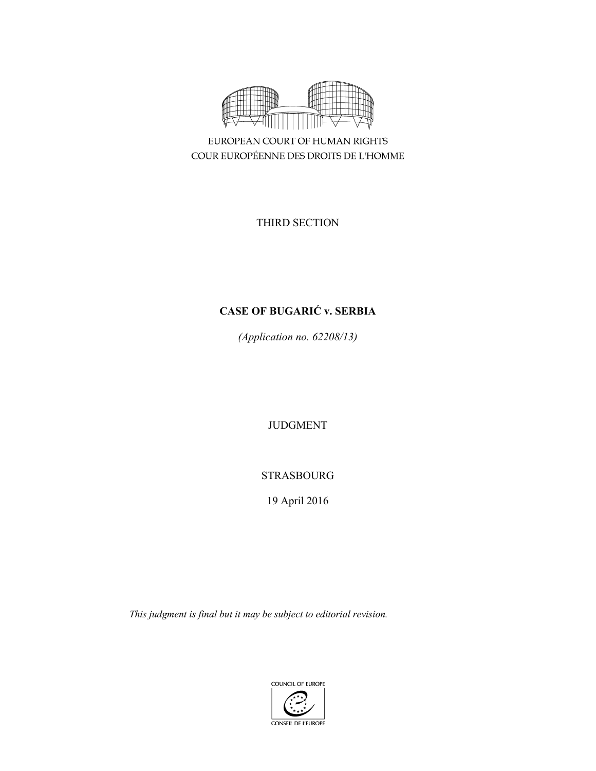EUROPEAN COURT OF HUMAN RIGHTS

COUR EUROPÉENNE DES DROITS DE L'HOMME

THIRD SECTION

# CASE OF BUGARIĆ v. SERBIA

*(Application no. 62208/13)*

JUDGMENT

STRASBOURG

19 April 2016

*This judgment is final but it may be subject to editorial revision.*

COUNCIL OF EUROPE

CONSEIL DE L'EUROPE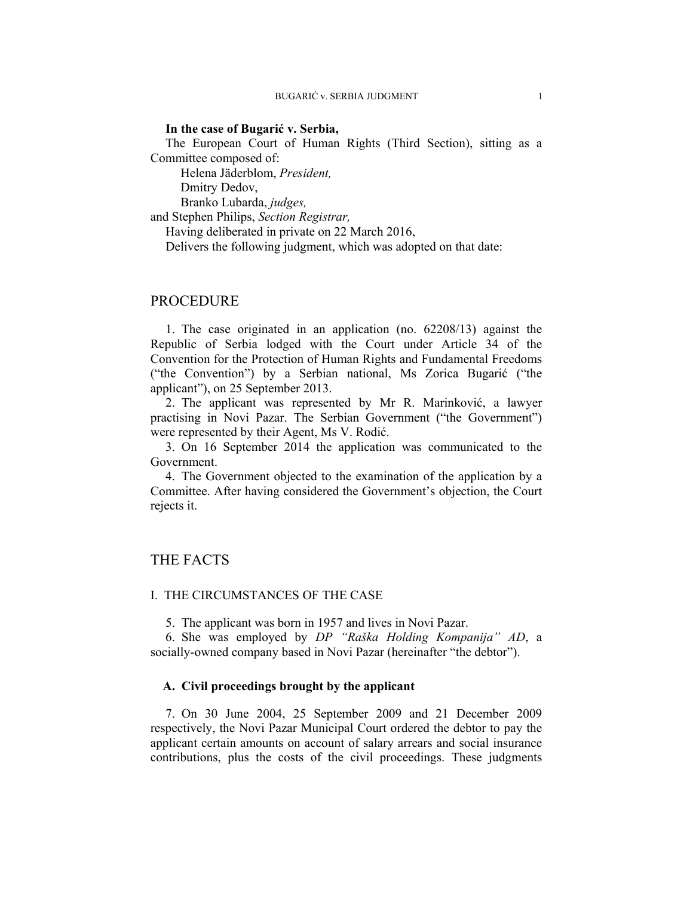**In the case of Bugarić v. Serbia,**

The European Court of Human Rights (Third Section), sitting as a Committee composed of:

Helena Jäderblom, *President,*
Dmitry Dedov,
Branko Lubarda, *judges,*
and Stephen Philips, *Section Registrar,*

Having deliberated in private on 22 March 2016,

Delivers the following judgment, which was adopted on that date:

# PROCEDURE

1. The case originated in an application (no. 62208/13) against the Republic of Serbia lodged with the Court under Article 34 of the Convention for the Protection of Human Rights and Fundamental Freedoms ("the Convention") by a Serbian national, Ms Zorica Bugarić ("the applicant"), on 25 September 2013.

2. The applicant was represented by Mr R. Marinković, a lawyer practising in Novi Pazar. The Serbian Government ("the Government") were represented by their Agent, Ms V. Rodić.

3. On 16 September 2014 the application was communicated to the Government.

4. The Government objected to the examination of the application by a Committee. After having considered the Government's objection, the Court rejects it.

# THE FACTS

## I. THE CIRCUMSTANCES OF THE CASE

5. The applicant was born in 1957 and lives in Novi Pazar.

6. She was employed by *DP "Raška Holding Kompanija" AD*, a socially-owned company based in Novi Pazar (hereinafter "the debtor").

### A. Civil proceedings brought by the applicant

7. On 30 June 2004, 25 September 2009 and 21 December 2009 respectively, the Novi Pazar Municipal Court ordered the debtor to pay the applicant certain amounts on account of salary arrears and social insurance contributions, plus the costs of the civil proceedings. These judgments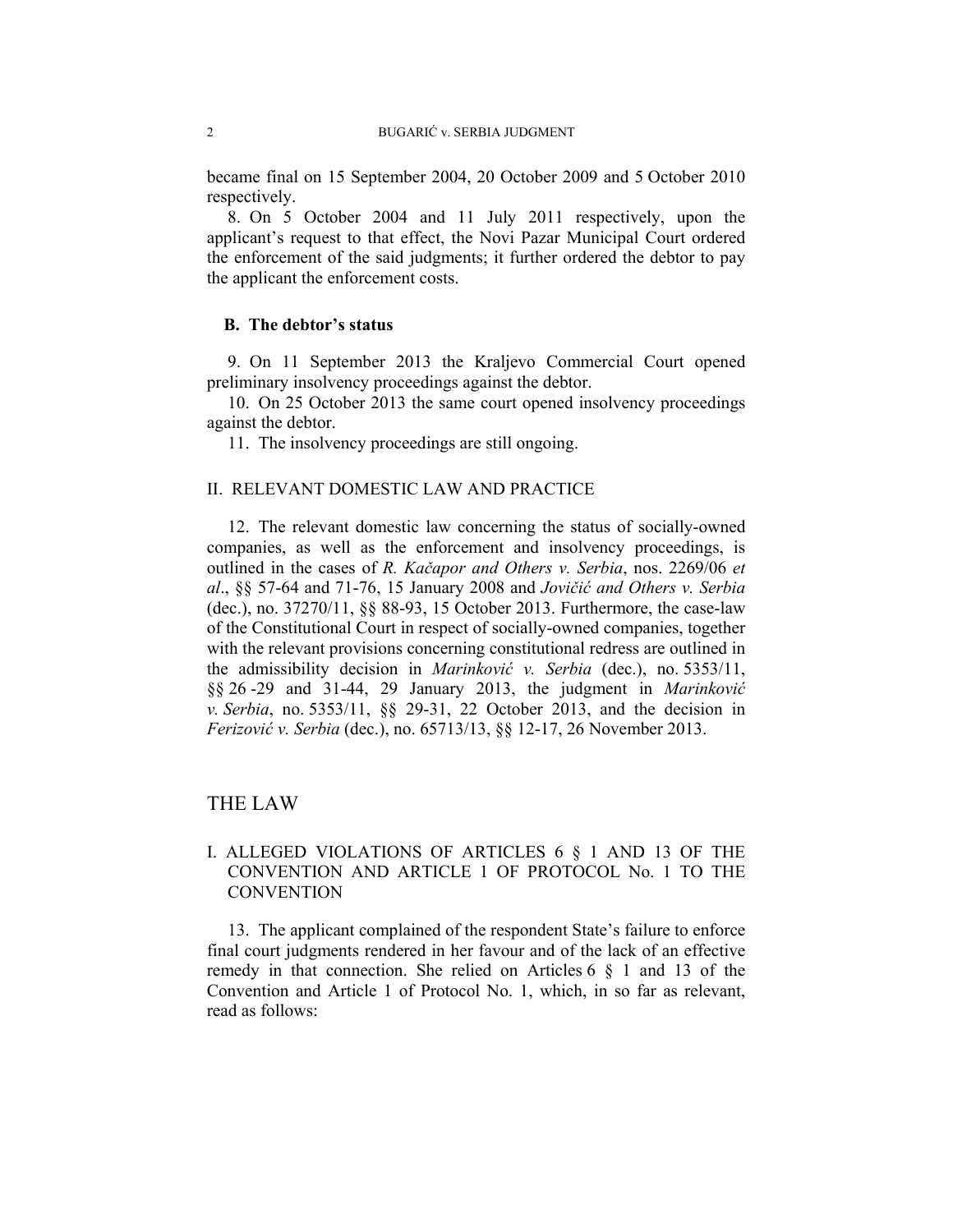became final on 15 September 2004, 20 October 2009 and 5 October 2010 respectively.

8. On 5 October 2004 and 11 July 2011 respectively, upon the applicant's request to that effect, the Novi Pazar Municipal Court ordered the enforcement of the said judgments; it further ordered the debtor to pay the applicant the enforcement costs.

### B. The debtor's status

9. On 11 September 2013 the Kraljevo Commercial Court opened preliminary insolvency proceedings against the debtor.

10. On 25 October 2013 the same court opened insolvency proceedings against the debtor.

11. The insolvency proceedings are still ongoing.

## II. RELEVANT DOMESTIC LAW AND PRACTICE

12. The relevant domestic law concerning the status of socially-owned companies, as well as the enforcement and insolvency proceedings, is outlined in the cases of *R. Kačapor and Others v. Serbia*, nos. 2269/06 *et al*., §§ 57-64 and 71-76, 15 January 2008 and *Jovičić and Others v. Serbia* (dec.), no. 37270/11, §§ 88-93, 15 October 2013. Furthermore, the case-law of the Constitutional Court in respect of socially-owned companies, together with the relevant provisions concerning constitutional redress are outlined in the admissibility decision in *Marinković v. Serbia* (dec.), no. 5353/11, §§ 26 -29 and 31-44, 29 January 2013, the judgment in *Marinković v. Serbia*, no. 5353/11, §§ 29-31, 22 October 2013, and the decision in *Ferizović v. Serbia* (dec.), no. 65713/13, §§ 12-17, 26 November 2013.

# THE LAW

## I. ALLEGED VIOLATIONS OF ARTICLES 6 § 1 AND 13 OF THE CONVENTION AND ARTICLE 1 OF PROTOCOL No. 1 TO THE CONVENTION

13. The applicant complained of the respondent State's failure to enforce final court judgments rendered in her favour and of the lack of an effective remedy in that connection. She relied on Articles 6 § 1 and 13 of the Convention and Article 1 of Protocol No. 1, which, in so far as relevant, read as follows: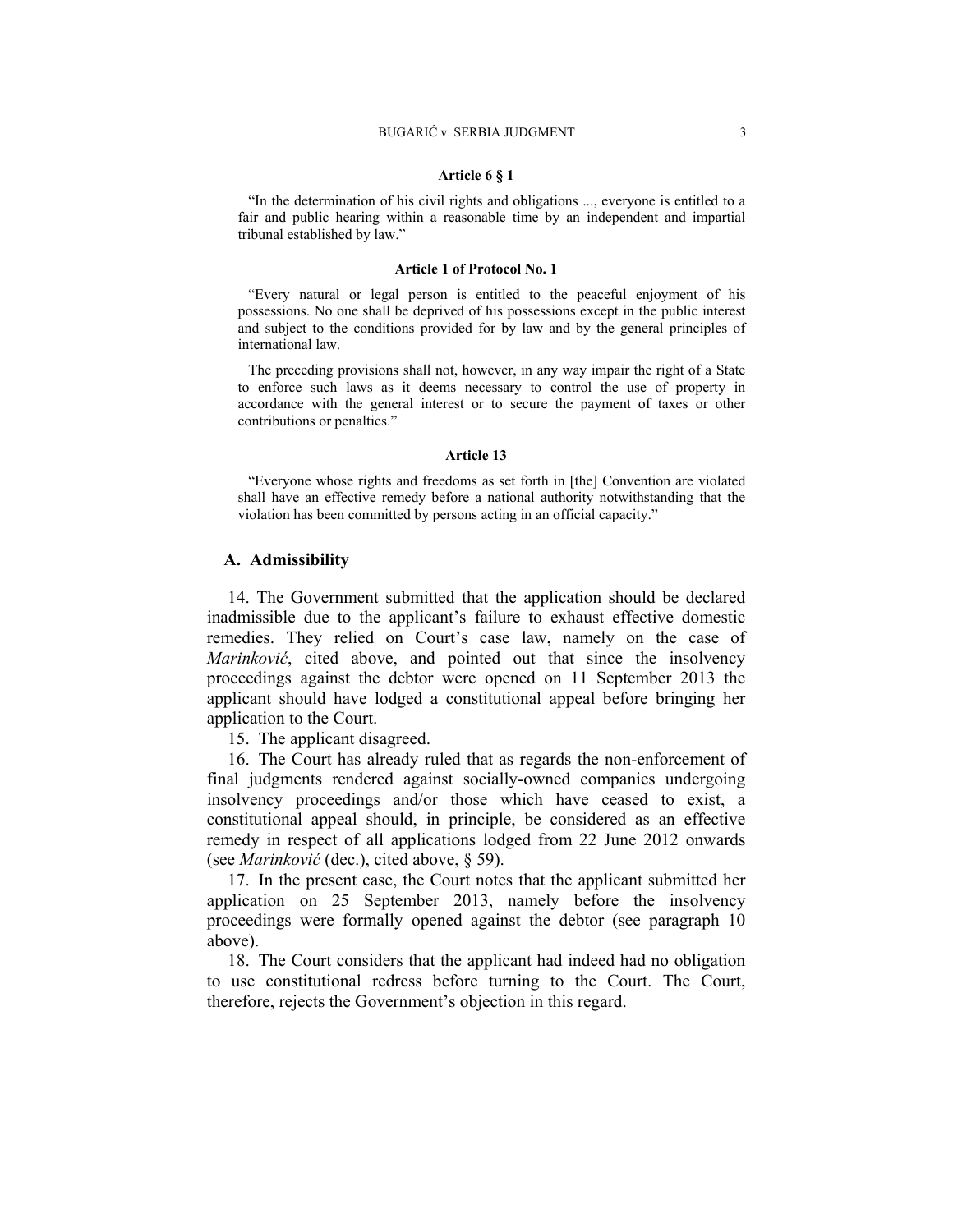**Article 6 § 1**

"In the determination of his civil rights and obligations ..., everyone is entitled to a fair and public hearing within a reasonable time by an independent and impartial tribunal established by law."

**Article 1 of Protocol No. 1**

"Every natural or legal person is entitled to the peaceful enjoyment of his possessions. No one shall be deprived of his possessions except in the public interest and subject to the conditions provided for by law and by the general principles of international law.

The preceding provisions shall not, however, in any way impair the right of a State to enforce such laws as it deems necessary to control the use of property in accordance with the general interest or to secure the payment of taxes or other contributions or penalties."

**Article 13**

"Everyone whose rights and freedoms as set forth in [the] Convention are violated shall have an effective remedy before a national authority notwithstanding that the violation has been committed by persons acting in an official capacity."

## A. Admissibility

14. The Government submitted that the application should be declared inadmissible due to the applicant's failure to exhaust effective domestic remedies. They relied on Court's case law, namely on the case of *Marinković*, cited above, and pointed out that since the insolvency proceedings against the debtor were opened on 11 September 2013 the applicant should have lodged a constitutional appeal before bringing her application to the Court.

15. The applicant disagreed.

16. The Court has already ruled that as regards the non-enforcement of final judgments rendered against socially-owned companies undergoing insolvency proceedings and/or those which have ceased to exist, a constitutional appeal should, in principle, be considered as an effective remedy in respect of all applications lodged from 22 June 2012 onwards (see *Marinković* (dec.), cited above, § 59).

17. In the present case, the Court notes that the applicant submitted her application on 25 September 2013, namely before the insolvency proceedings were formally opened against the debtor (see paragraph 10 above).

18. The Court considers that the applicant had indeed had no obligation to use constitutional redress before turning to the Court. The Court, therefore, rejects the Government's objection in this regard.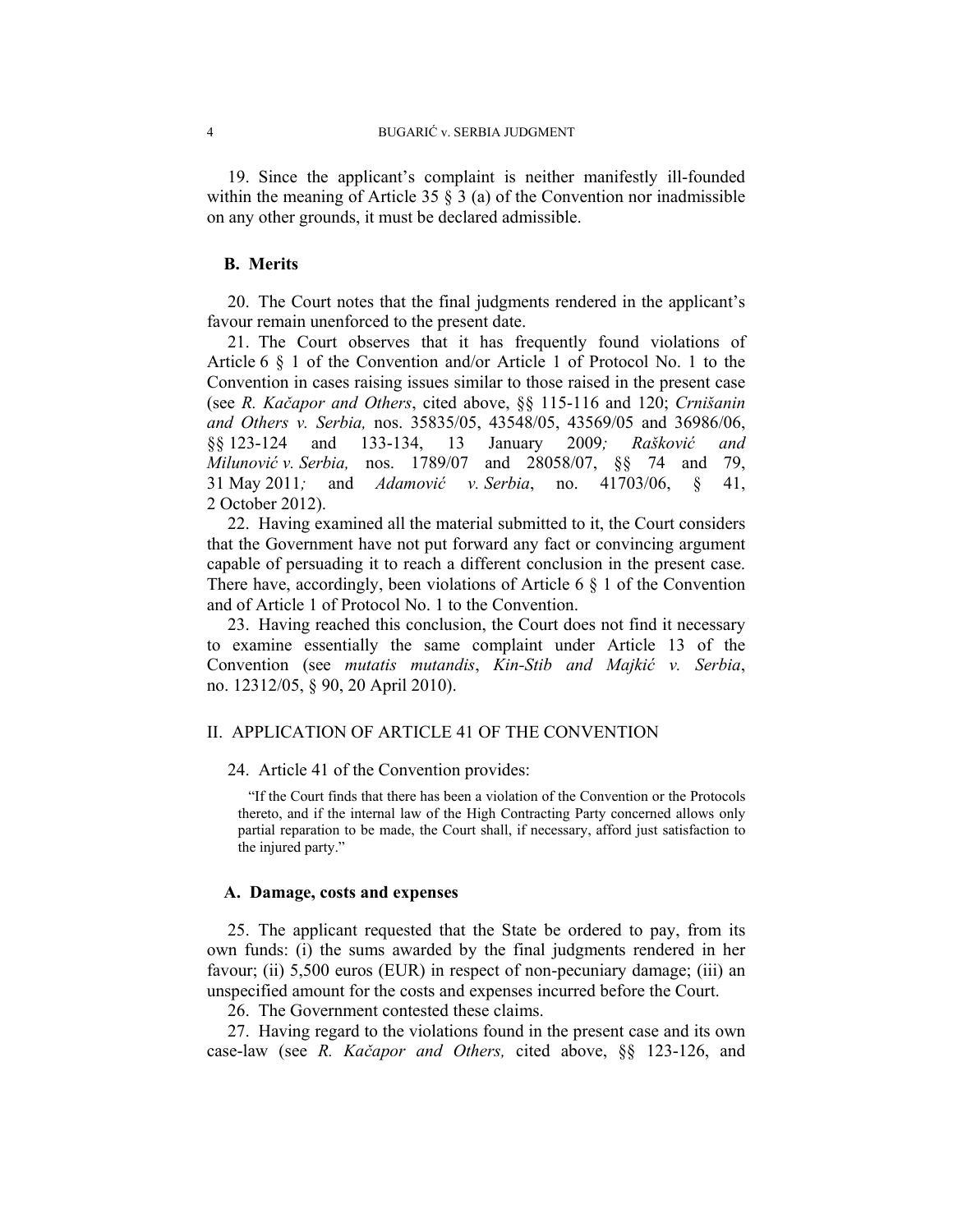19. Since the applicant's complaint is neither manifestly ill-founded within the meaning of Article 35 § 3 (a) of the Convention nor inadmissible on any other grounds, it must be declared admissible.

### B. Merits

20. The Court notes that the final judgments rendered in the applicant's favour remain unenforced to the present date.

21. The Court observes that it has frequently found violations of Article 6 § 1 of the Convention and/or Article 1 of Protocol No. 1 to the Convention in cases raising issues similar to those raised in the present case (see *R. Kačapor and Others*, cited above, §§ 115-116 and 120; *Crnišanin and Others v. Serbia,* nos. 35835/05, 43548/05, 43569/05 and 36986/06, §§ 123-124 and 133-134, 13 January 2009*; Rašković and Milunović v. Serbia,* nos. 1789/07 and 28058/07, §§ 74 and 79, 31 May 2011*;* and *Adamović v. Serbia*, no. 41703/06, § 41, 2 October 2012).

22. Having examined all the material submitted to it, the Court considers that the Government have not put forward any fact or convincing argument capable of persuading it to reach a different conclusion in the present case. There have, accordingly, been violations of Article 6 § 1 of the Convention and of Article 1 of Protocol No. 1 to the Convention.

23. Having reached this conclusion, the Court does not find it necessary to examine essentially the same complaint under Article 13 of the Convention (see *mutatis mutandis*, *Kin-Stib and Majkić v. Serbia*, no. 12312/05, § 90, 20 April 2010).

## II. APPLICATION OF ARTICLE 41 OF THE CONVENTION

24. Article 41 of the Convention provides:

> "If the Court finds that there has been a violation of the Convention or the Protocols thereto, and if the internal law of the High Contracting Party concerned allows only partial reparation to be made, the Court shall, if necessary, afford just satisfaction to the injured party."

### A. Damage, costs and expenses

25. The applicant requested that the State be ordered to pay, from its own funds: (i) the sums awarded by the final judgments rendered in her favour; (ii) 5,500 euros (EUR) in respect of non-pecuniary damage; (iii) an unspecified amount for the costs and expenses incurred before the Court.

26. The Government contested these claims.

27. Having regard to the violations found in the present case and its own case-law (see *R. Kačapor and Others,* cited above, §§ 123-126, and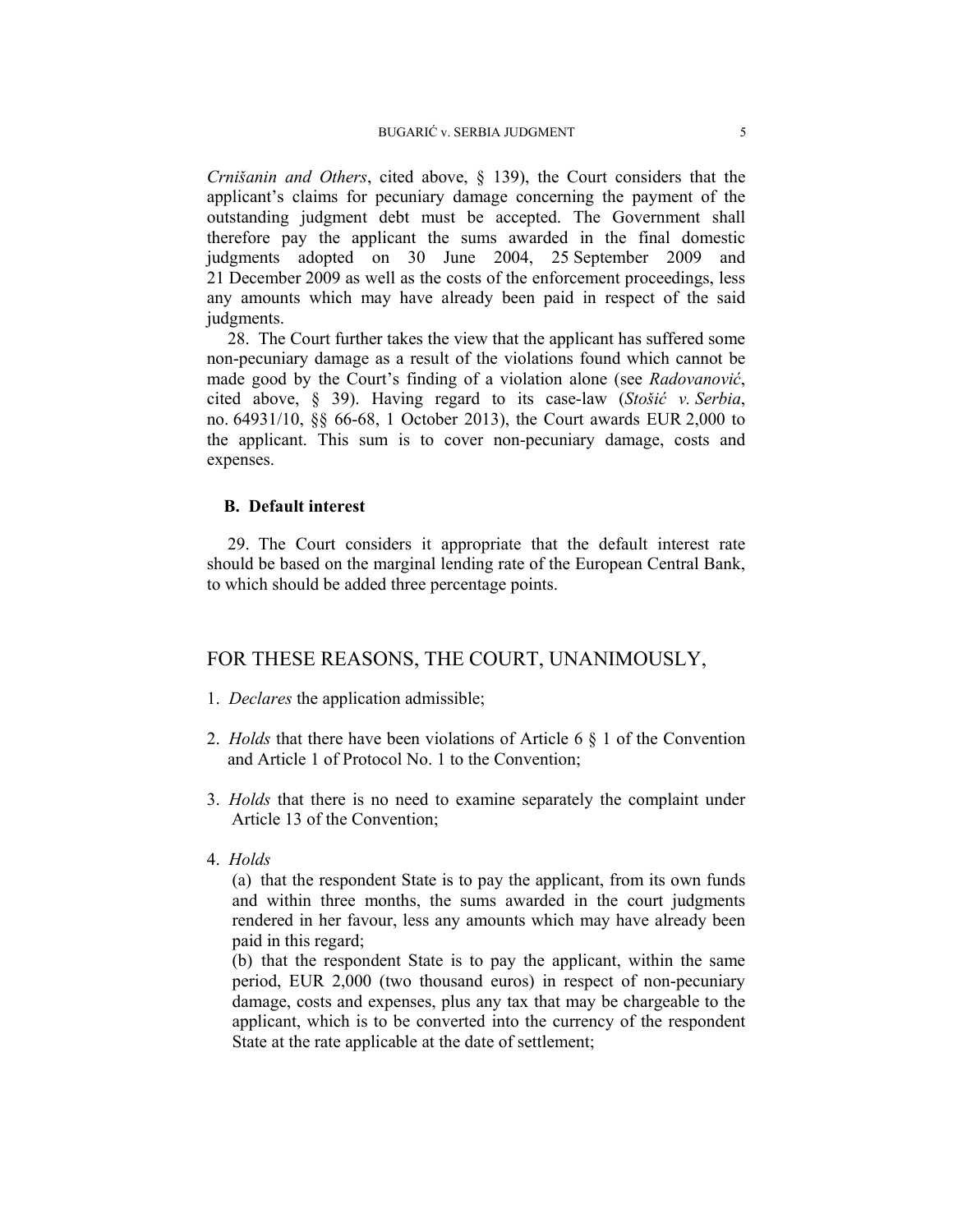*Crnišanin and Others*, cited above, § 139), the Court considers that the applicant's claims for pecuniary damage concerning the payment of the outstanding judgment debt must be accepted. The Government shall therefore pay the applicant the sums awarded in the final domestic judgments adopted on 30 June 2004, 25 September 2009 and 21 December 2009 as well as the costs of the enforcement proceedings, less any amounts which may have already been paid in respect of the said judgments.

28. The Court further takes the view that the applicant has suffered some non-pecuniary damage as a result of the violations found which cannot be made good by the Court's finding of a violation alone (see *Radovanović*, cited above, § 39). Having regard to its case-law (*Stošić v. Serbia*, no. 64931/10, §§ 66-68, 1 October 2013), the Court awards EUR 2,000 to the applicant. This sum is to cover non-pecuniary damage, costs and expenses.

### B. Default interest

29. The Court considers it appropriate that the default interest rate should be based on the marginal lending rate of the European Central Bank, to which should be added three percentage points.

## FOR THESE REASONS, THE COURT, UNANIMOUSLY,

1. *Declares* the application admissible;

2. *Holds* that there have been violations of Article 6 § 1 of the Convention and Article 1 of Protocol No. 1 to the Convention;

3. *Holds* that there is no need to examine separately the complaint under Article 13 of the Convention;

4. *Holds*

   (a) that the respondent State is to pay the applicant, from its own funds and within three months, the sums awarded in the court judgments rendered in her favour, less any amounts which may have already been paid in this regard;

   (b) that the respondent State is to pay the applicant, within the same period, EUR 2,000 (two thousand euros) in respect of non-pecuniary damage, costs and expenses, plus any tax that may be chargeable to the applicant, which is to be converted into the currency of the respondent State at the rate applicable at the date of settlement;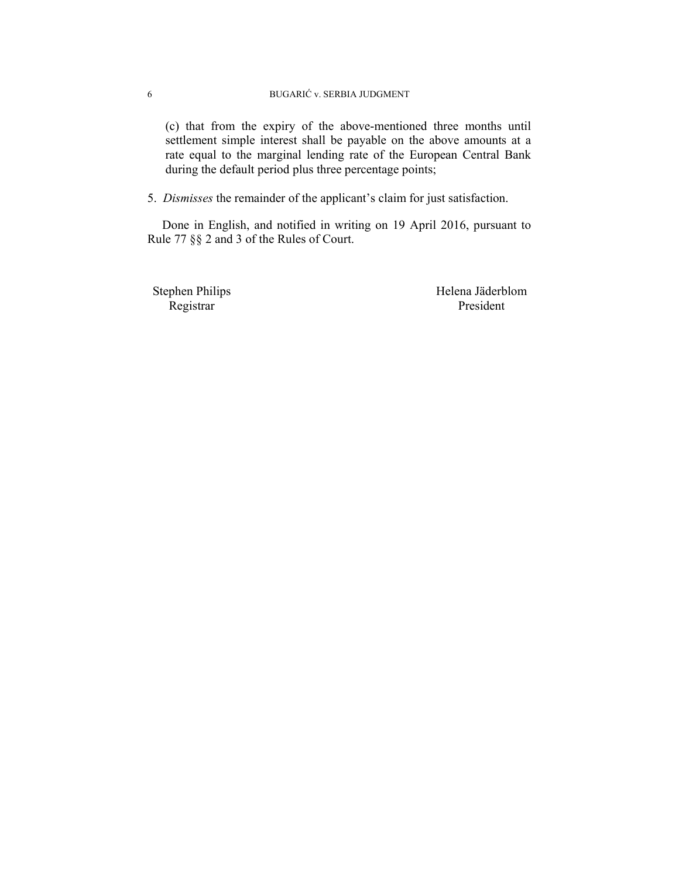(c) that from the expiry of the above-mentioned three months until settlement simple interest shall be payable on the above amounts at a rate equal to the marginal lending rate of the European Central Bank during the default period plus three percentage points;

5. *Dismisses* the remainder of the applicant's claim for just satisfaction.

Done in English, and notified in writing on 19 April 2016, pursuant to Rule 77 §§ 2 and 3 of the Rules of Court.

Stephen Philips
Registrar

Helena Jäderblom
President